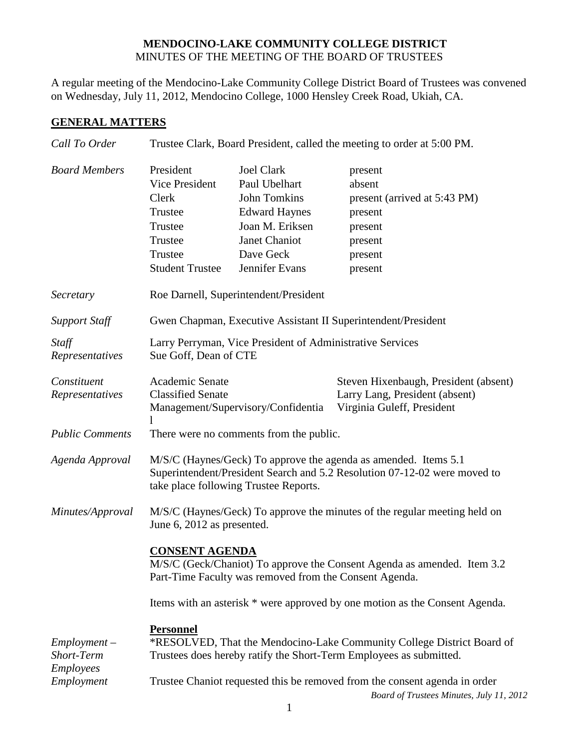**MENDOCINO-LAKE COMMUNITY COLLEGE DISTRICT**
MINUTES OF THE MEETING OF THE BOARD OF TRUSTEES

A regular meeting of the Mendocino-Lake Community College District Board of Trustees was convened on Wednesday, July 11, 2012, Mendocino College, 1000 Hensley Creek Road, Ukiah, CA.

## GENERAL MATTERS

*Call To Order* — Trustee Clark, Board President, called the meeting to order at 5:00 PM.

*Board Members*

| | | |
|---|---|---|
| President | Joel Clark | present |
| Vice President | Paul Ubelhart | absent |
| Clerk | John Tomkins | present (arrived at 5:43 PM) |
| Trustee | Edward Haynes | present |
| Trustee | Joan M. Eriksen | present |
| Trustee | Janet Chaniot | present |
| Trustee | Dave Geck | present |
| Student Trustee | Jennifer Evans | present |

*Secretary* — Roe Darnell, Superintendent/President

*Support Staff* — Gwen Chapman, Executive Assistant II Superintendent/President

*Staff Representatives* — Larry Perryman, Vice President of Administrative Services; Sue Goff, Dean of CTE

*Constituent Representatives*

| | |
|---|---|
| Academic Senate | Steven Hixenbaugh, President (absent) |
| Classified Senate | Larry Lang, President (absent) |
| Management/Supervisory/Confidential | Virginia Guleff, President |

*Public Comments* — There were no comments from the public.

*Agenda Approval* — M/S/C (Haynes/Geck) To approve the agenda as amended. Items 5.1 Superintendent/President Search and 5.2 Resolution 07-12-02 were moved to take place following Trustee Reports.

*Minutes/Approval* — M/S/C (Haynes/Geck) To approve the minutes of the regular meeting held on June 6, 2012 as presented.

**CONSENT AGENDA**

M/S/C (Geck/Chaniot) To approve the Consent Agenda as amended. Item 3.2 Part-Time Faculty was removed from the Consent Agenda.

Items with an asterisk * were approved by one motion as the Consent Agenda.

**Personnel**

*Employment – Short-Term Employees* — *RESOLVED, That the Mendocino-Lake Community College District Board of Trustees does hereby ratify the Short-Term Employees as submitted.

*Employment* — Trustee Chaniot requested this be removed from the consent agenda in order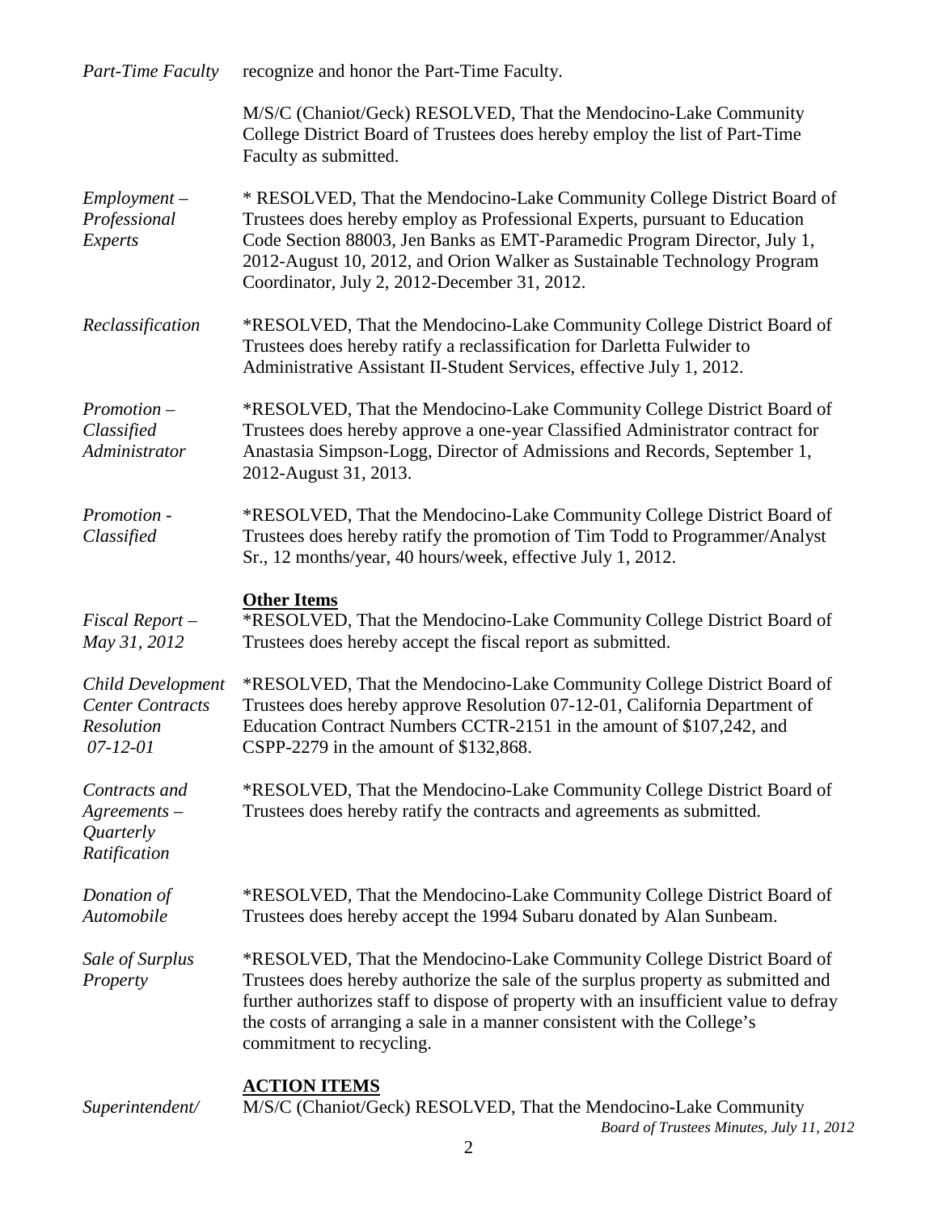*Part-Time Faculty* recognize and honor the Part-Time Faculty.

M/S/C (Chaniot/Geck) RESOLVED, That the Mendocino-Lake Community College District Board of Trustees does hereby employ the list of Part-Time Faculty as submitted.

*Employment – Professional Experts* * RESOLVED, That the Mendocino-Lake Community College District Board of Trustees does hereby employ as Professional Experts, pursuant to Education Code Section 88003, Jen Banks as EMT-Paramedic Program Director, July 1, 2012-August 10, 2012, and Orion Walker as Sustainable Technology Program Coordinator, July 2, 2012-December 31, 2012.

*Reclassification* *RESOLVED, That the Mendocino-Lake Community College District Board of Trustees does hereby ratify a reclassification for Darletta Fulwider to Administrative Assistant II-Student Services, effective July 1, 2012.

*Promotion – Classified Administrator* *RESOLVED, That the Mendocino-Lake Community College District Board of Trustees does hereby approve a one-year Classified Administrator contract for Anastasia Simpson-Logg, Director of Admissions and Records, September 1, 2012-August 31, 2013.

*Promotion - Classified* *RESOLVED, That the Mendocino-Lake Community College District Board of Trustees does hereby ratify the promotion of Tim Todd to Programmer/Analyst Sr., 12 months/year, 40 hours/week, effective July 1, 2012.

**Other Items**

*Fiscal Report – May 31, 2012* *RESOLVED, That the Mendocino-Lake Community College District Board of Trustees does hereby accept the fiscal report as submitted.

*Child Development Center Contracts Resolution 07-12-01* *RESOLVED, That the Mendocino-Lake Community College District Board of Trustees does hereby approve Resolution 07-12-01, California Department of Education Contract Numbers CCTR-2151 in the amount of $107,242, and CSPP-2279 in the amount of $132,868.

*Contracts and Agreements – Quarterly Ratification* *RESOLVED, That the Mendocino-Lake Community College District Board of Trustees does hereby ratify the contracts and agreements as submitted.

*Donation of Automobile* *RESOLVED, That the Mendocino-Lake Community College District Board of Trustees does hereby accept the 1994 Subaru donated by Alan Sunbeam.

*Sale of Surplus Property* *RESOLVED, That the Mendocino-Lake Community College District Board of Trustees does hereby authorize the sale of the surplus property as submitted and further authorizes staff to dispose of property with an insufficient value to defray the costs of arranging a sale in a manner consistent with the College's commitment to recycling.

**ACTION ITEMS**

*Superintendent/* M/S/C (Chaniot/Geck) RESOLVED, That the Mendocino-Lake Community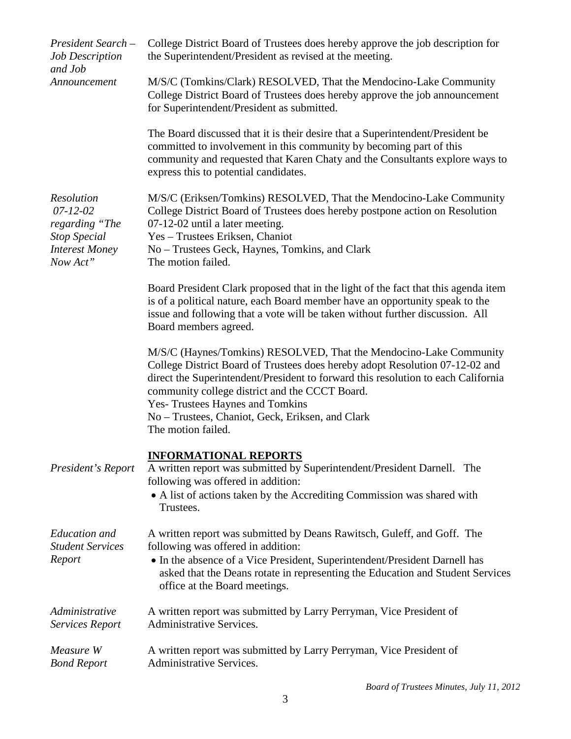*President Search – Job Description and Job Announcement*

College District Board of Trustees does hereby approve the job description for the Superintendent/President as revised at the meeting.

M/S/C (Tomkins/Clark) RESOLVED, That the Mendocino-Lake Community College District Board of Trustees does hereby approve the job announcement for Superintendent/President as submitted.

The Board discussed that it is their desire that a Superintendent/President be committed to involvement in this community by becoming part of this community and requested that Karen Chaty and the Consultants explore ways to express this to potential candidates.

*Resolution 07-12-02 regarding "The Stop Special Interest Money Now Act"*

M/S/C (Eriksen/Tomkins) RESOLVED, That the Mendocino-Lake Community College District Board of Trustees does hereby postpone action on Resolution 07-12-02 until a later meeting.
Yes – Trustees Eriksen, Chaniot
No – Trustees Geck, Haynes, Tomkins, and Clark
The motion failed.

Board President Clark proposed that in the light of the fact that this agenda item is of a political nature, each Board member have an opportunity speak to the issue and following that a vote will be taken without further discussion. All Board members agreed.

M/S/C (Haynes/Tomkins) RESOLVED, That the Mendocino-Lake Community College District Board of Trustees does hereby adopt Resolution 07-12-02 and direct the Superintendent/President to forward this resolution to each California community college district and the CCCT Board.
Yes- Trustees Haynes and Tomkins
No – Trustees, Chaniot, Geck, Eriksen, and Clark
The motion failed.

## INFORMATIONAL REPORTS

*President's Report*

A written report was submitted by Superintendent/President Darnell. The following was offered in addition:

- A list of actions taken by the Accrediting Commission was shared with Trustees.

*Education and Student Services Report*

A written report was submitted by Deans Rawitsch, Guleff, and Goff. The following was offered in addition:

- In the absence of a Vice President, Superintendent/President Darnell has asked that the Deans rotate in representing the Education and Student Services office at the Board meetings.

*Administrative Services Report*

A written report was submitted by Larry Perryman, Vice President of Administrative Services.

*Measure W Bond Report*

A written report was submitted by Larry Perryman, Vice President of Administrative Services.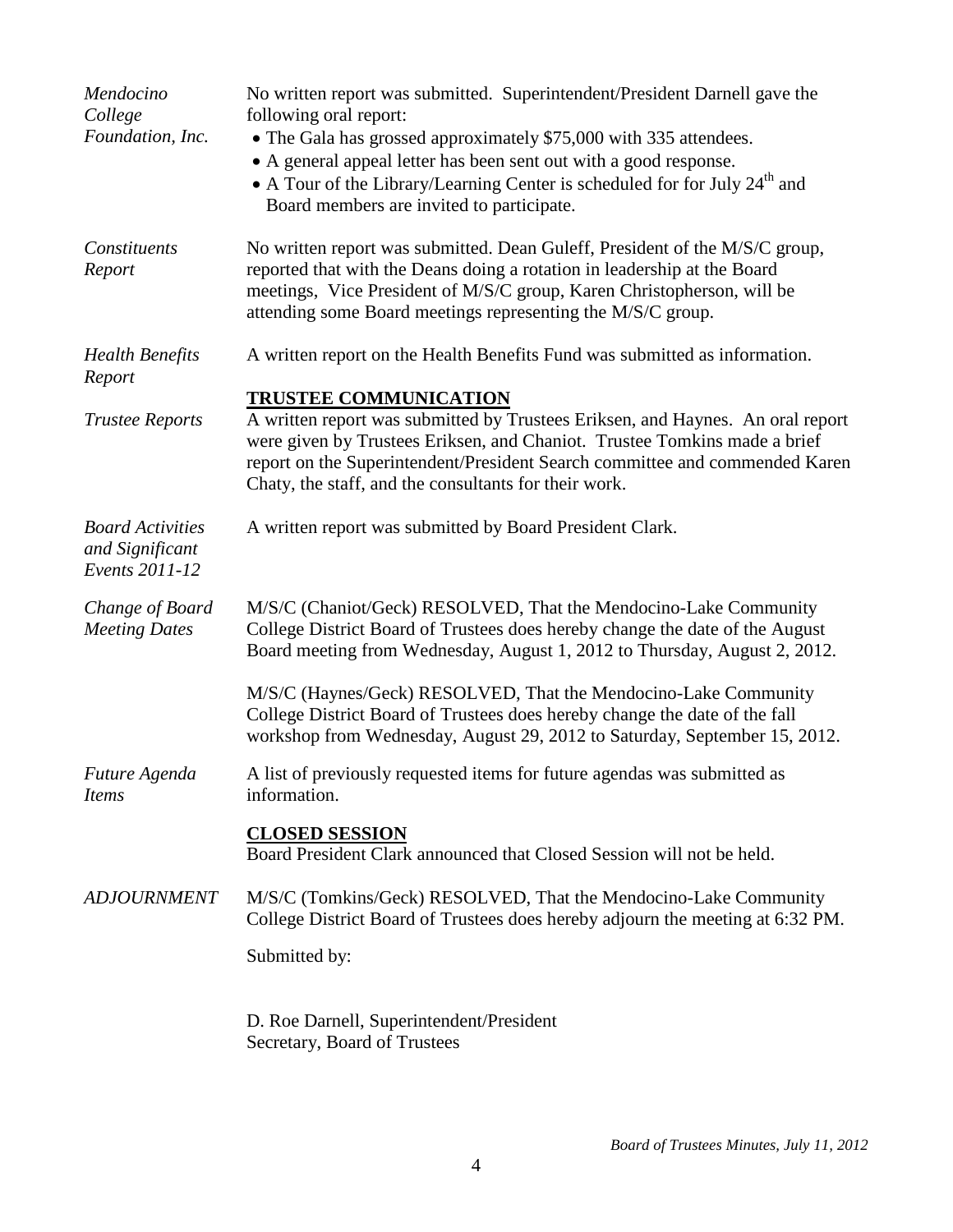*Mendocino College Foundation, Inc.*

No written report was submitted. Superintendent/President Darnell gave the following oral report:

- The Gala has grossed approximately $75,000 with 335 attendees.
- A general appeal letter has been sent out with a good response.
- A Tour of the Library/Learning Center is scheduled for for July 24th and Board members are invited to participate.

*Constituents Report*

No written report was submitted. Dean Guleff, President of the M/S/C group, reported that with the Deans doing a rotation in leadership at the Board meetings, Vice President of M/S/C group, Karen Christopherson, will be attending some Board meetings representing the M/S/C group.

*Health Benefits Report*

A written report on the Health Benefits Fund was submitted as information.

**TRUSTEE COMMUNICATION**

*Trustee Reports*

A written report was submitted by Trustees Eriksen, and Haynes. An oral report were given by Trustees Eriksen, and Chaniot. Trustee Tomkins made a brief report on the Superintendent/President Search committee and commended Karen Chaty, the staff, and the consultants for their work.

*Board Activities and Significant Events 2011-12*

A written report was submitted by Board President Clark.

*Change of Board Meeting Dates*

M/S/C (Chaniot/Geck) RESOLVED, That the Mendocino-Lake Community College District Board of Trustees does hereby change the date of the August Board meeting from Wednesday, August 1, 2012 to Thursday, August 2, 2012.

M/S/C (Haynes/Geck) RESOLVED, That the Mendocino-Lake Community College District Board of Trustees does hereby change the date of the fall workshop from Wednesday, August 29, 2012 to Saturday, September 15, 2012.

*Future Agenda Items*

A list of previously requested items for future agendas was submitted as information.

**CLOSED SESSION**

Board President Clark announced that Closed Session will not be held.

*ADJOURNMENT*

M/S/C (Tomkins/Geck) RESOLVED, That the Mendocino-Lake Community College District Board of Trustees does hereby adjourn the meeting at 6:32 PM.

Submitted by:

D. Roe Darnell, Superintendent/President
Secretary, Board of Trustees